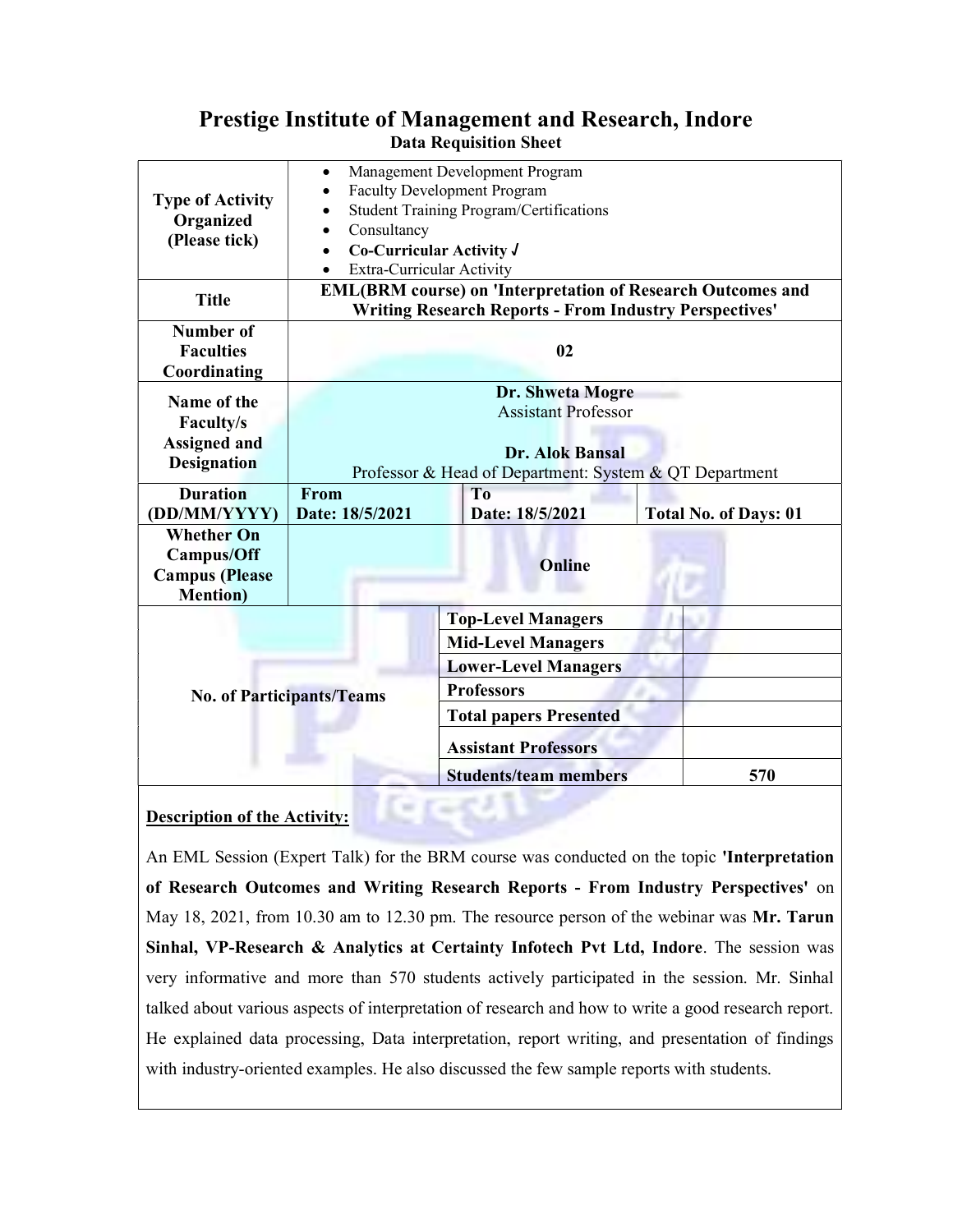# Prestige Institute of Management and Research, Indore

## Data Requisition Sheet

| | | | |
|---|---|---|---|
| **Type of Activity Organized (Please tick)** | • Management Development Program<br>• Faculty Development Program<br>• Student Training Program/Certifications<br>• Consultancy<br>• **Co-Curricular Activity √**<br>• Extra-Curricular Activity | | |
| **Title** | **EML(BRM course) on 'Interpretation of Research Outcomes and Writing Research Reports - From Industry Perspectives'** | | |
| **Number of Faculties Coordinating** | **02** | | |
| **Name of the Faculty/s Assigned and Designation** | **Dr. Shweta Mogre**<br>Assistant Professor<br><br>**Dr. Alok Bansal**<br>Professor & Head of Department: System & QT Department | | |
| **Duration (DD/MM/YYYY)** | **From Date: 18/5/2021** | **To Date: 18/5/2021** | **Total No. of Days: 01** |
| **Whether On Campus/Off Campus (Please Mention)** | **Online** | | |

| **No. of Participants/Teams** | | |
|---|---|---|
| | **Top-Level Managers** | |
| | **Mid-Level Managers** | |
| | **Lower-Level Managers** | |
| | **Professors** | |
| | **Total papers Presented** | |
| | **Assistant Professors** | |
| | **Students/team members** | **570** |

**Description of the Activity:**

An EML Session (Expert Talk) for the BRM course was conducted on the topic **'Interpretation of Research Outcomes and Writing Research Reports - From Industry Perspectives'** on May 18, 2021, from 10.30 am to 12.30 pm. The resource person of the webinar was **Mr. Tarun Sinhal, VP-Research & Analytics at Certainty Infotech Pvt Ltd, Indore**. The session was very informative and more than 570 students actively participated in the session. Mr. Sinhal talked about various aspects of interpretation of research and how to write a good research report. He explained data processing, Data interpretation, report writing, and presentation of findings with industry-oriented examples. He also discussed the few sample reports with students.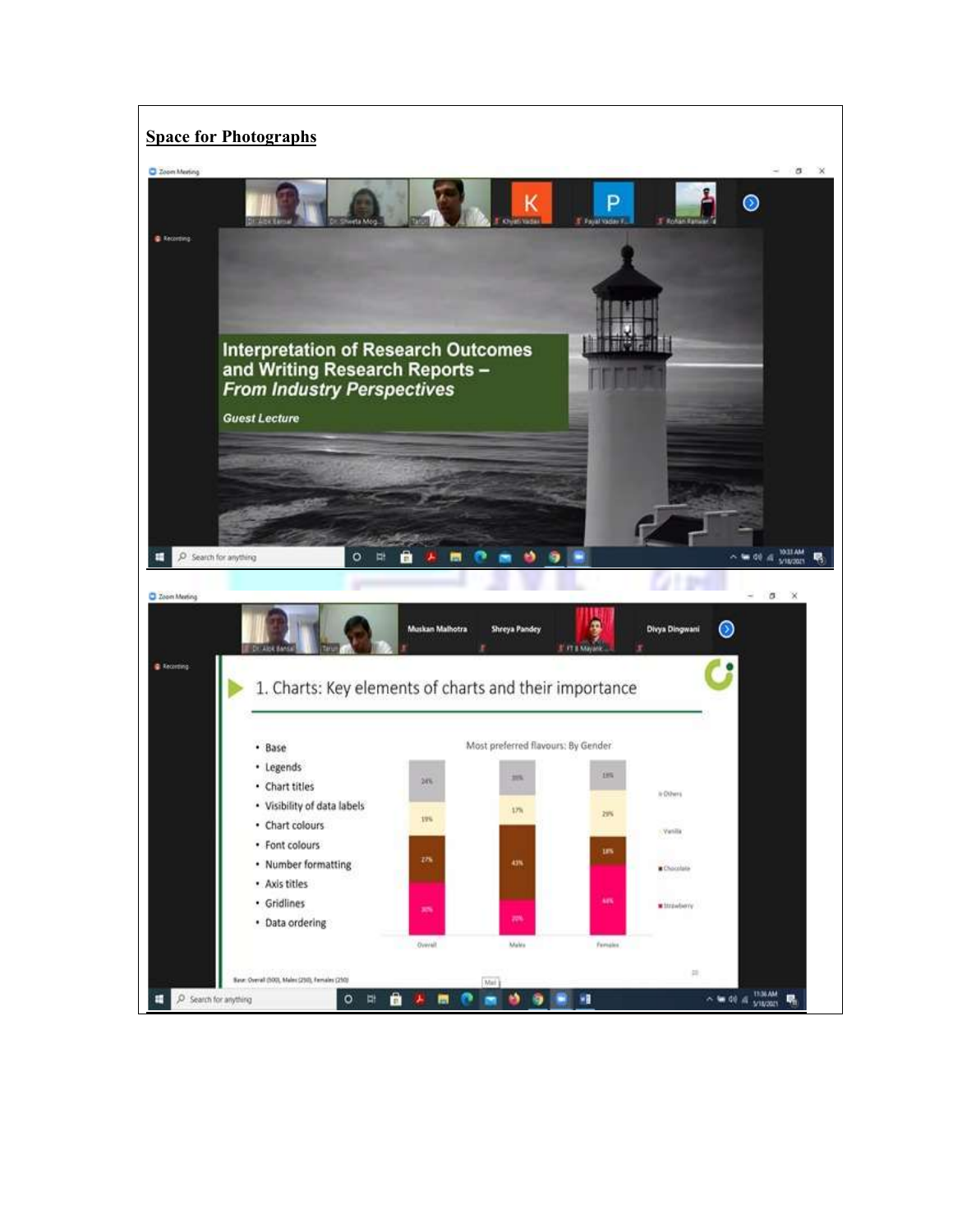**Space for Photographs**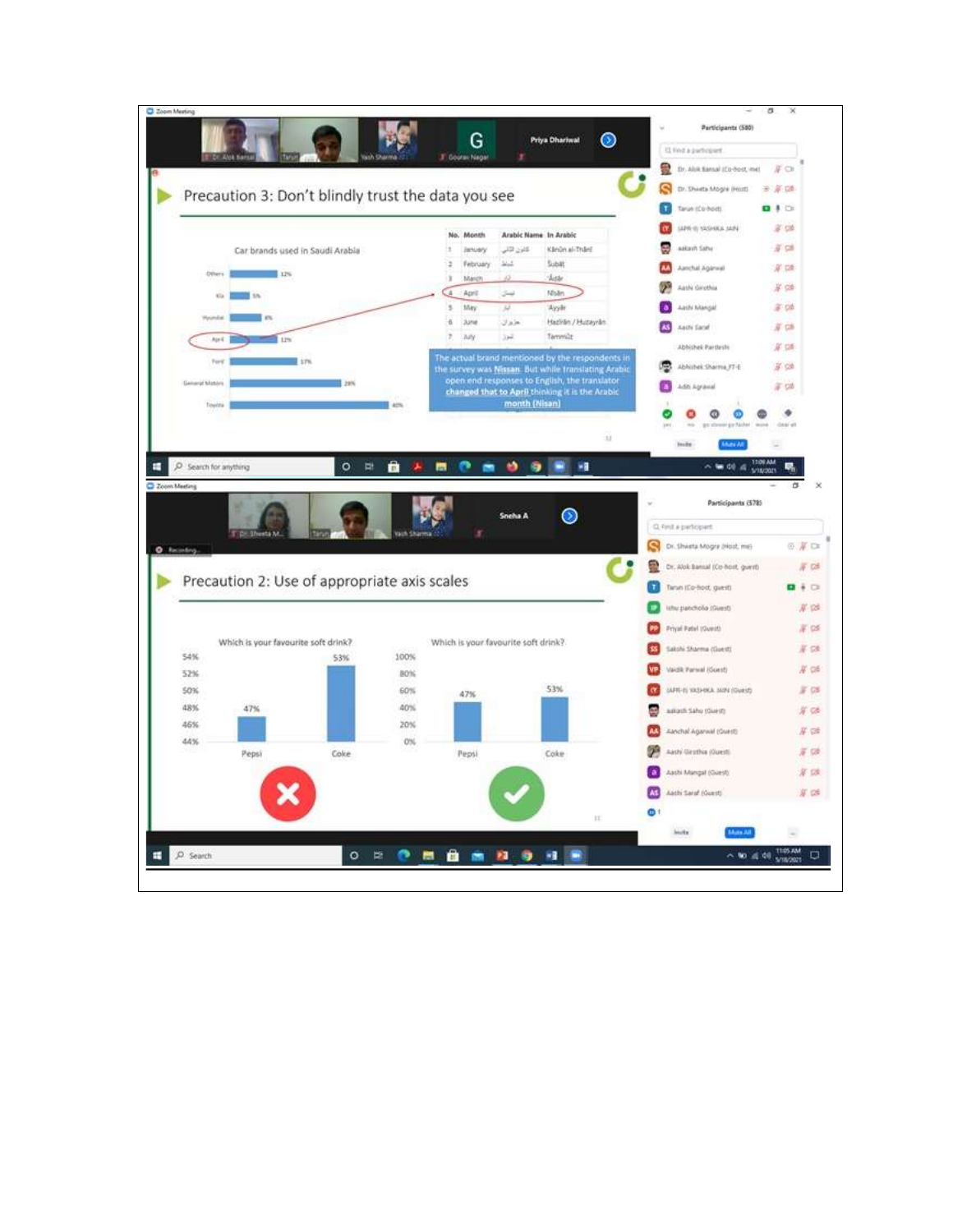## Precaution 3: Don't blindly trust the data you see

Car brands used in Saudi Arabia

Others 12%
Kia 5%
Hyundai 6%
April 12%
Ford 17%
General Motors 28%
Toyota 40%

| No. | Month | Arabic Name | In Arabic |
|---|---|---|---|
| 1 | January | كانون الثاني | Kānūn al-Thānī |
| 2 | February | شباط | Šubāṭ |
| 3 | March | آذار | 'Āḏār |
| 4 | April | نيسان | Nīsān |
| 5 | May | أيار | 'Ayyār |
| 6 | June | حزيران | Ḥazīrān / Huzayrān |
| 7 | July | تموز | Tammūz |

The actual brand mentioned by the respondents in the survey was **Nissan**. But while translating Arabic open end responses to English, the translator **changed that to April** thinking it is the Arabic **month (Nisan)**

## Precaution 2: Use of appropriate axis scales

Which is your favourite soft drink?

54%
52%
50%
48%
46%
44%

Pepsi 47%
Coke 53%

Which is your favourite soft drink?

100%
80%
60%
40%
20%
0%

Pepsi 47%
Coke 53%